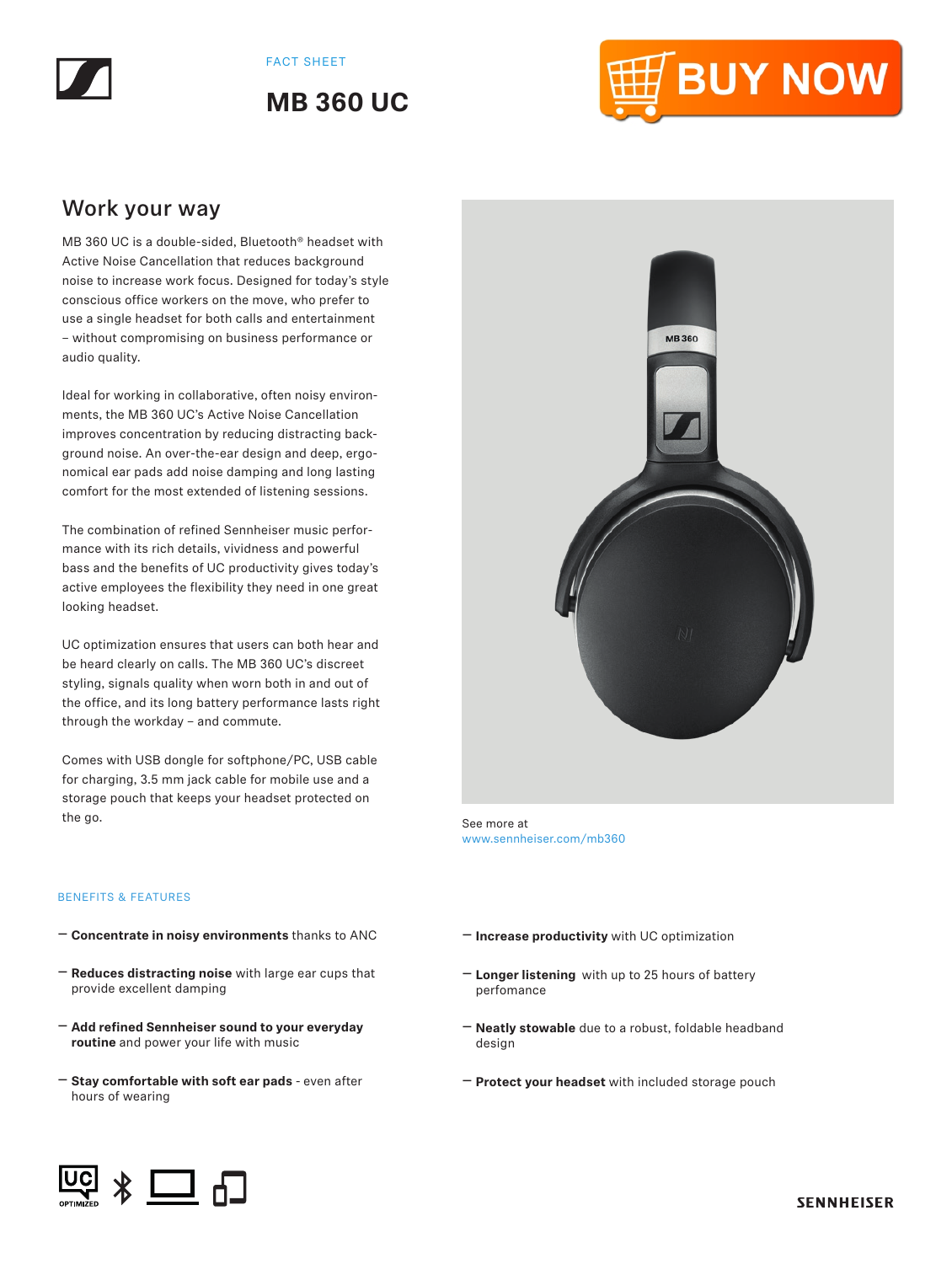FACT SHEET

# MB 360 UC

BUY NOW

## Work your way

MB 360 UC is a double-sided, Bluetooth® headset with Active Noise Cancellation that reduces background noise to increase work focus. Designed for today's style conscious office workers on the move, who prefer to use a single headset for both calls and entertainment – without compromising on business performance or audio quality.

Ideal for working in collaborative, often noisy environments, the MB 360 UC's Active Noise Cancellation improves concentration by reducing distracting background noise. An over-the-ear design and deep, ergonomical ear pads add noise damping and long lasting comfort for the most extended of listening sessions.

The combination of refined Sennheiser music performance with its rich details, vividness and powerful bass and the benefits of UC productivity gives today's active employees the flexibility they need in one great looking headset.

UC optimization ensures that users can both hear and be heard clearly on calls. The MB 360 UC's discreet styling, signals quality when worn both in and out of the office, and its long battery performance lasts right through the workday – and commute.

Comes with USB dongle for softphone/PC, USB cable for charging, 3.5 mm jack cable for mobile use and a storage pouch that keeps your headset protected on the go.

See more at
www.sennheiser.com/mb360

### BENEFITS & FEATURES

- **Concentrate in noisy environments** thanks to ANC
- **Reduces distracting noise** with large ear cups that provide excellent damping
- **Add refined Sennheiser sound to your everyday routine** and power your life with music
- **Stay comfortable with soft ear pads** - even after hours of wearing
- **Increase productivity** with UC optimization
- **Longer listening** with up to 25 hours of battery perfomance
- **Neatly stowable** due to a robust, foldable headband design
- **Protect your headset** with included storage pouch

UC OPTIMIZED

SENNHEISER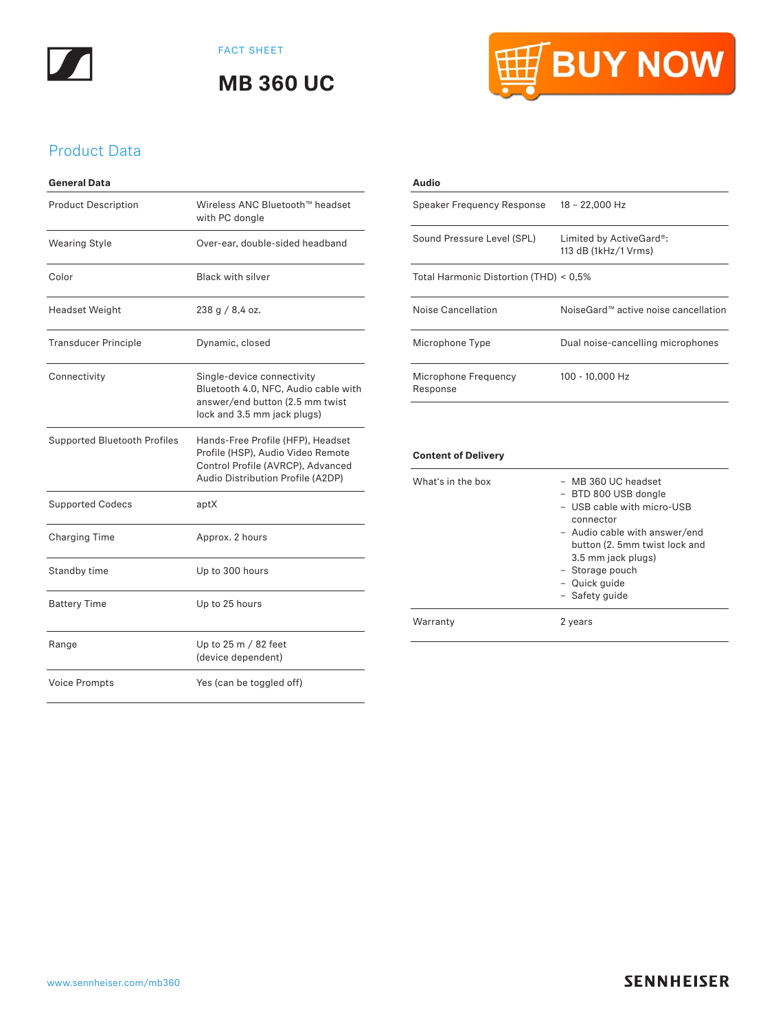FACT SHEET

# MB 360 UC

BUY NOW

## Product Data

| General Data | |
|---|---|
| Product Description | Wireless ANC Bluetooth™ headset with PC dongle |
| Wearing Style | Over-ear, double-sided headband |
| Color | Black with silver |
| Headset Weight | 238 g / 8,4 oz. |
| Transducer Principle | Dynamic, closed |
| Connectivity | Single-device connectivity Bluetooth 4.0, NFC, Audio cable with answer/end button (2.5 mm twist lock and 3.5 mm jack plugs) |
| Supported Bluetooth Profiles | Hands-Free Profile (HFP), Headset Profile (HSP), Audio Video Remote Control Profile (AVRCP), Advanced Audio Distribution Profile (A2DP) |
| Supported Codecs | aptX |
| Charging Time | Approx. 2 hours |
| Standby time | Up to 300 hours |
| Battery Time | Up to 25 hours |
| Range | Up to 25 m / 82 feet (device dependent) |
| Voice Prompts | Yes (can be toggled off) |

| Audio | |
|---|---|
| Speaker Frequency Response | 18 – 22,000 Hz |
| Sound Pressure Level (SPL) | Limited by ActiveGard®: 113 dB (1kHz/1 Vrms) |
| Total Harmonic Distortion (THD) | < 0,5% |
| Noise Cancellation | NoiseGard™ active noise cancellation |
| Microphone Type | Dual noise-cancelling microphones |
| Microphone Frequency Response | 100 - 10,000 Hz |

| Content of Delivery | |
|---|---|
| What's in the box | – MB 360 UC headset<br>– BTD 800 USB dongle<br>– USB cable with micro-USB connector<br>– Audio cable with answer/end button (2. 5mm twist lock and 3.5 mm jack plugs)<br>– Storage pouch<br>– Quick guide<br>– Safety guide |
| Warranty | 2 years |

www.sennheiser.com/mb360

SENNHEISER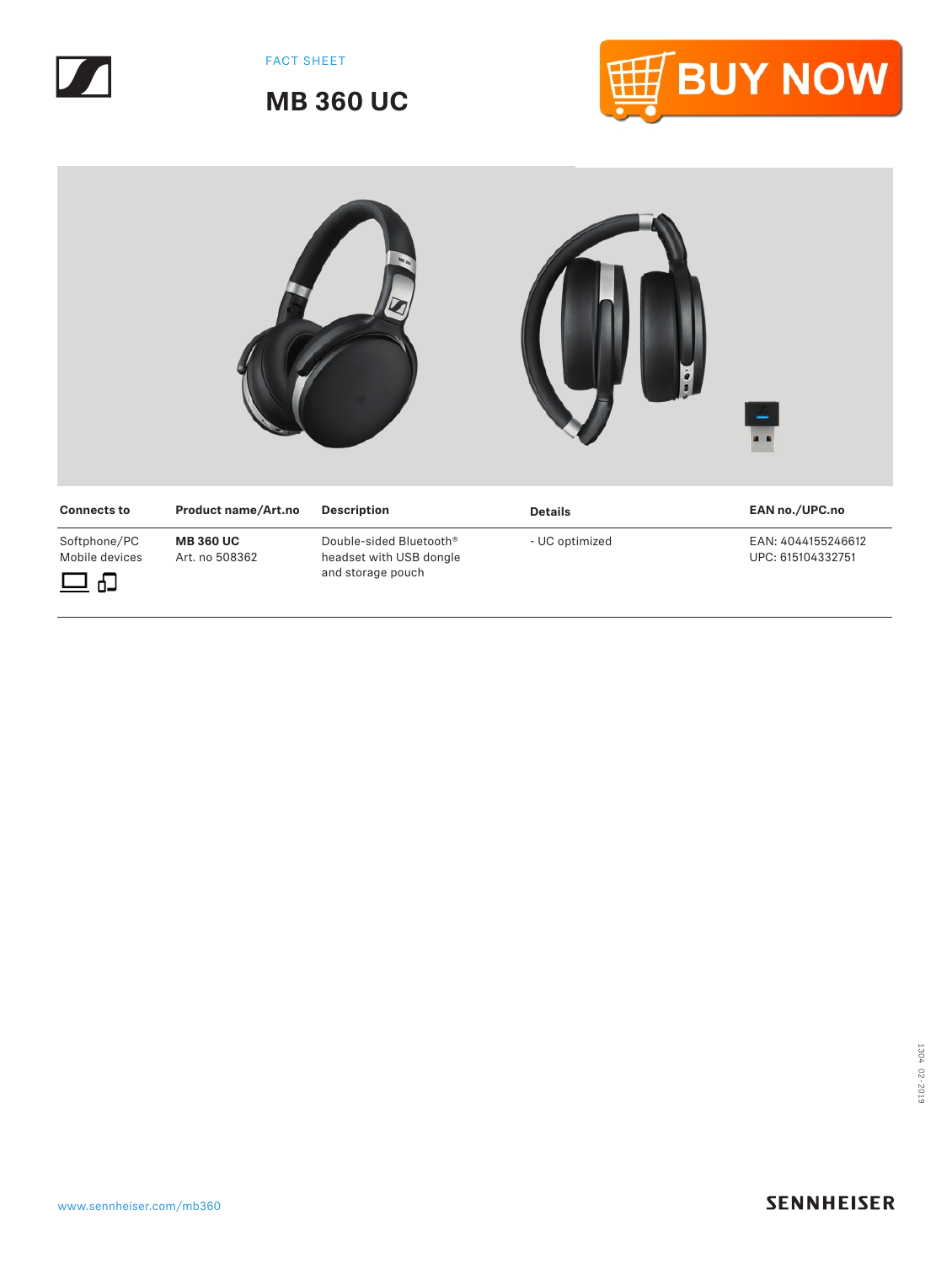FACT SHEET

# MB 360 UC

BUY NOW

| Connects to | Product name/Art.no | Description | Details | EAN no./UPC.no |
|---|---|---|---|---|
| Softphone/PC<br>Mobile devices | **MB 360 UC**<br>Art. no 508362 | Double-sided Bluetooth® headset with USB dongle and storage pouch | - UC optimized | EAN: 4044155246612<br>UPC: 615104332751 |

1304 02-2019

www.sennheiser.com/mb360

SENNHEISER